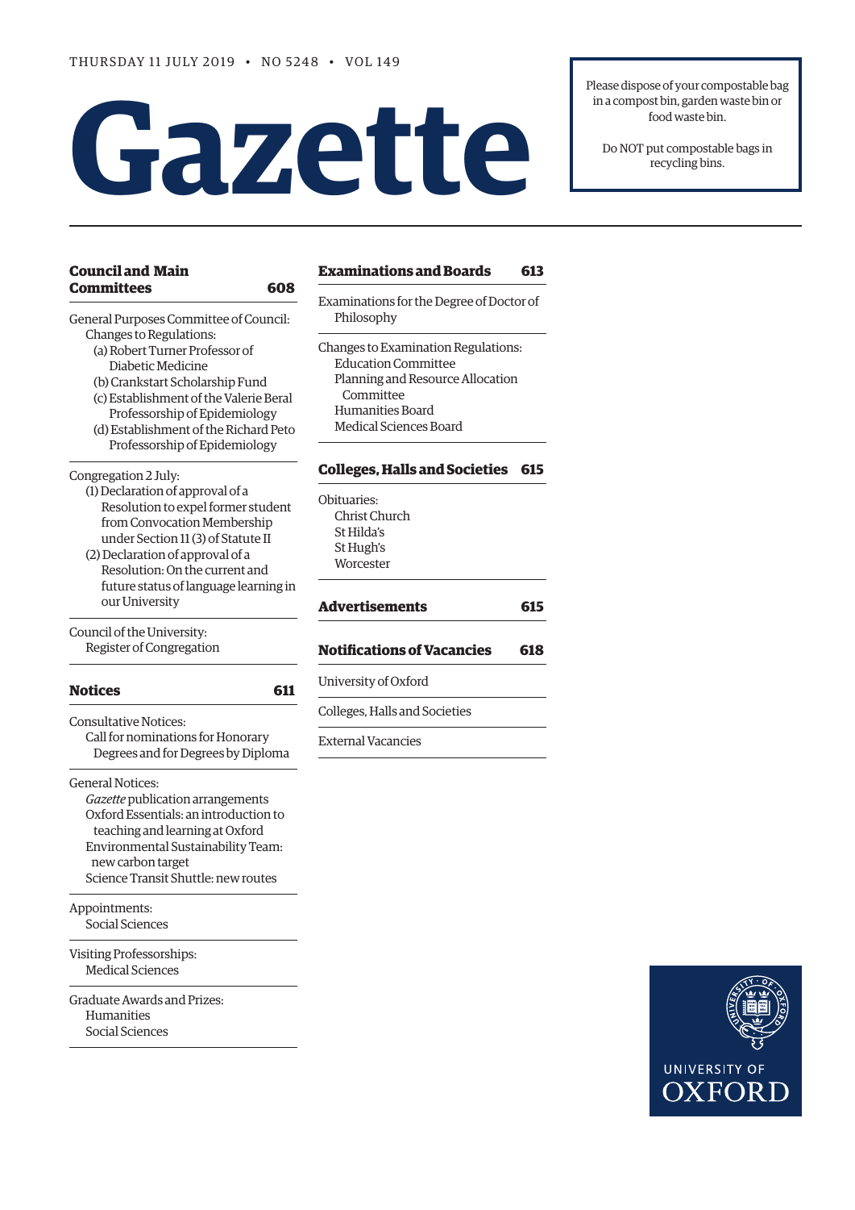THURSDAY 11 JULY 2019 • NO 5248 • VOL 149

# Gazette

Please dispose of your compostable bag in a compost bin, garden waste bin or food waste bin.

Do NOT put compostable bags in recycling bins.

## Council and Main Committees 608

General Purposes Committee of Council:
- Changes to Regulations:
  - (a) Robert Turner Professor of Diabetic Medicine
  - (b) Crankstart Scholarship Fund
  - (c) Establishment of the Valerie Beral Professorship of Epidemiology
  - (d) Establishment of the Richard Peto Professorship of Epidemiology

Congregation 2 July:
- (1) Declaration of approval of a Resolution to expel former student from Convocation Membership under Section 11 (3) of Statute II
- (2) Declaration of approval of a Resolution: On the current and future status of language learning in our University

Council of the University:
- Register of Congregation

## Notices 611

Consultative Notices:
- Call for nominations for Honorary Degrees and for Degrees by Diploma

General Notices:
- *Gazette* publication arrangements
- Oxford Essentials: an introduction to teaching and learning at Oxford
- Environmental Sustainability Team: new carbon target
- Science Transit Shuttle: new routes

Appointments:
- Social Sciences

Visiting Professorships:
- Medical Sciences

Graduate Awards and Prizes:
- Humanities
- Social Sciences

## Examinations and Boards 613

Examinations for the Degree of Doctor of Philosophy

Changes to Examination Regulations:
- Education Committee
- Planning and Resource Allocation Committee
- Humanities Board
- Medical Sciences Board

## Colleges, Halls and Societies 615

Obituaries:
- Christ Church
- St Hilda's
- St Hugh's
- Worcester

## Advertisements 615

## Notifications of Vacancies 618

University of Oxford

Colleges, Halls and Societies

External Vacancies

UNIVERSITY OF OXFORD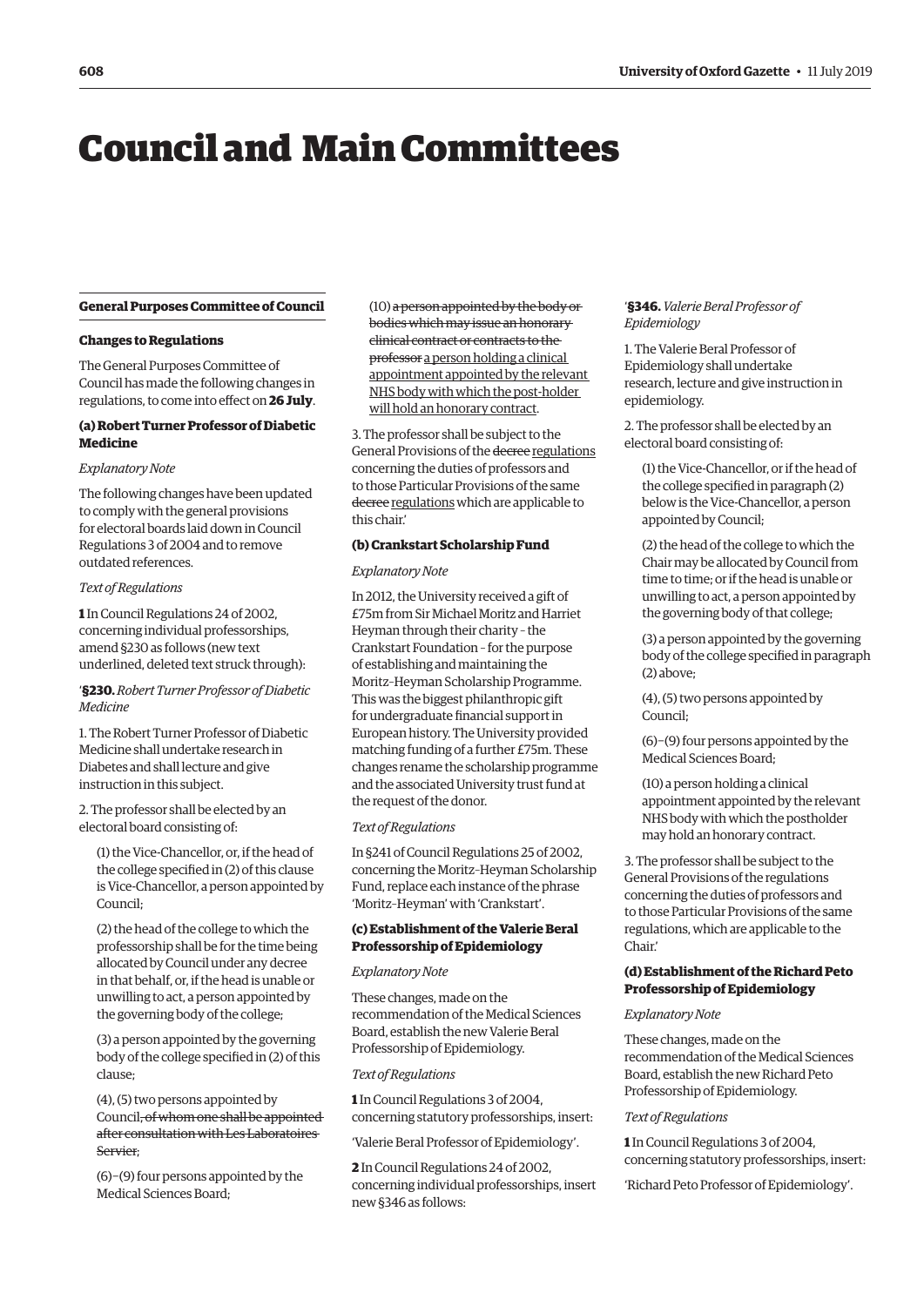# Council and Main Committees

## General Purposes Committee of Council

### Changes to Regulations

The General Purposes Committee of Council has made the following changes in regulations, to come into effect on **26 July**.

#### (a) Robert Turner Professor of Diabetic Medicine

*Explanatory Note*

The following changes have been updated to comply with the general provisions for electoral boards laid down in Council Regulations 3 of 2004 and to remove outdated references.

*Text of Regulations*

**1** In Council Regulations 24 of 2002, concerning individual professorships, amend §230 as follows (new text underlined, deleted text struck through):

'**§230.** *Robert Turner Professor of Diabetic Medicine*

1. The Robert Turner Professor of Diabetic Medicine shall undertake research in Diabetes and shall lecture and give instruction in this subject.

2. The professor shall be elected by an electoral board consisting of:

(1) the Vice-Chancellor, or, if the head of the college specified in (2) of this clause is Vice-Chancellor, a person appointed by Council;

(2) the head of the college to which the professorship shall be for the time being allocated by Council under any decree in that behalf, or, if the head is unable or unwilling to act, a person appointed by the governing body of the college;

(3) a person appointed by the governing body of the college specified in (2) of this clause;

(4), (5) two persons appointed by Council~~, of whom one shall be appointed after consultation with Les Laboratoires Servier~~;

(6)–(9) four persons appointed by the Medical Sciences Board;

(10) ~~a person appointed by the body or bodies which may issue an honorary clinical contract or contracts to the professor~~ <u>a person holding a clinical appointment appointed by the relevant NHS body with which the post-holder will hold an honorary contract</u>.

3. The professor shall be subject to the General Provisions of the ~~decree~~ <u>regulations</u> concerning the duties of professors and to those Particular Provisions of the same ~~decree~~ <u>regulations</u> which are applicable to this chair.'

#### (b) Crankstart Scholarship Fund

*Explanatory Note*

In 2012, the University received a gift of £75m from Sir Michael Moritz and Harriet Heyman through their charity – the Crankstart Foundation – for the purpose of establishing and maintaining the Moritz–Heyman Scholarship Programme. This was the biggest philanthropic gift for undergraduate financial support in European history. The University provided matching funding of a further £75m. These changes rename the scholarship programme and the associated University trust fund at the request of the donor.

*Text of Regulations*

In §241 of Council Regulations 25 of 2002, concerning the Moritz–Heyman Scholarship Fund, replace each instance of the phrase 'Moritz–Heyman' with 'Crankstart'.

#### (c) Establishment of the Valerie Beral Professorship of Epidemiology

*Explanatory Note*

These changes, made on the recommendation of the Medical Sciences Board, establish the new Valerie Beral Professorship of Epidemiology.

*Text of Regulations*

**1** In Council Regulations 3 of 2004, concerning statutory professorships, insert:

'Valerie Beral Professor of Epidemiology'.

**2** In Council Regulations 24 of 2002, concerning individual professorships, insert new §346 as follows:

'**§346.** *Valerie Beral Professor of Epidemiology*

1. The Valerie Beral Professor of Epidemiology shall undertake research, lecture and give instruction in epidemiology.

2. The professor shall be elected by an electoral board consisting of:

(1) the Vice-Chancellor, or if the head of the college specified in paragraph (2) below is the Vice-Chancellor, a person appointed by Council;

(2) the head of the college to which the Chair may be allocated by Council from time to time; or if the head is unable or unwilling to act, a person appointed by the governing body of that college;

(3) a person appointed by the governing body of the college specified in paragraph (2) above;

(4), (5) two persons appointed by Council;

(6)–(9) four persons appointed by the Medical Sciences Board;

(10) a person holding a clinical appointment appointed by the relevant NHS body with which the postholder may hold an honorary contract.

3. The professor shall be subject to the General Provisions of the regulations concerning the duties of professors and to those Particular Provisions of the same regulations, which are applicable to the Chair.'

#### (d) Establishment of the Richard Peto Professorship of Epidemiology

*Explanatory Note*

These changes, made on the recommendation of the Medical Sciences Board, establish the new Richard Peto Professorship of Epidemiology.

*Text of Regulations*

**1** In Council Regulations 3 of 2004, concerning statutory professorships, insert:

'Richard Peto Professor of Epidemiology'.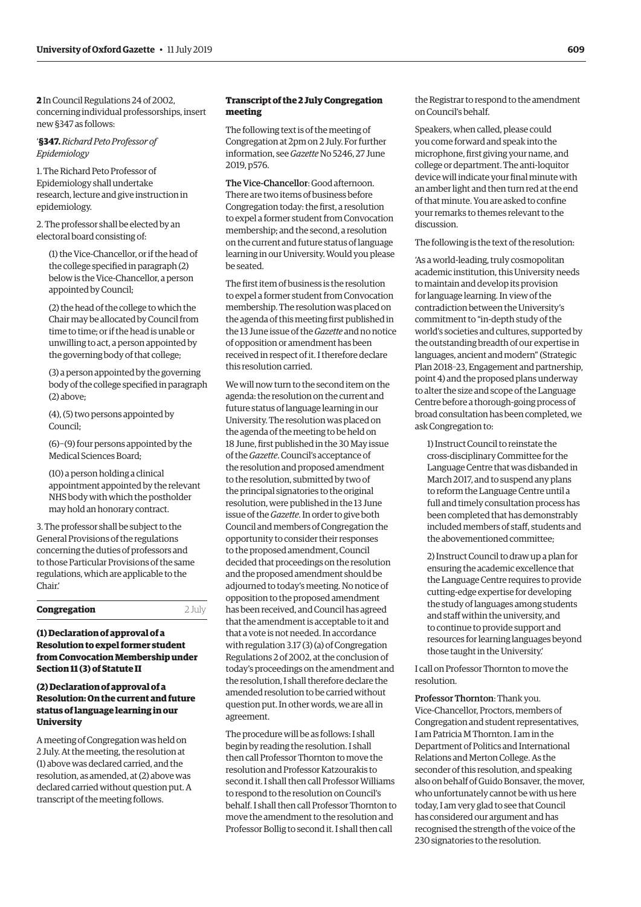**2** In Council Regulations 24 of 2002, concerning individual professorships, insert new §347 as follows:

'**§347.** *Richard Peto Professor of Epidemiology*

1. The Richard Peto Professor of Epidemiology shall undertake research, lecture and give instruction in epidemiology.

2. The professor shall be elected by an electoral board consisting of:

(1) the Vice-Chancellor, or if the head of the college specified in paragraph (2) below is the Vice-Chancellor, a person appointed by Council;

(2) the head of the college to which the Chair may be allocated by Council from time to time; or if the head is unable or unwilling to act, a person appointed by the governing body of that college;

(3) a person appointed by the governing body of the college specified in paragraph (2) above;

(4), (5) two persons appointed by Council;

(6)–(9) four persons appointed by the Medical Sciences Board;

(10) a person holding a clinical appointment appointed by the relevant NHS body with which the postholder may hold an honorary contract.

3. The professor shall be subject to the General Provisions of the regulations concerning the duties of professors and to those Particular Provisions of the same regulations, which are applicable to the Chair.'

## Congregation

2 July

### (1) Declaration of approval of a Resolution to expel former student from Convocation Membership under Section 11 (3) of Statute II

### (2) Declaration of approval of a Resolution: On the current and future status of language learning in our University

A meeting of Congregation was held on 2 July. At the meeting, the resolution at (1) above was declared carried, and the resolution, as amended, at (2) above was declared carried without question put. A transcript of the meeting follows.

### Transcript of the 2 July Congregation meeting

The following text is of the meeting of Congregation at 2pm on 2 July. For further information, see *Gazette* No 5246, 27 June 2019, p576.

**The Vice-Chancellor**: Good afternoon. There are two items of business before Congregation today: the first, a resolution to expel a former student from Convocation membership; and the second, a resolution on the current and future status of language learning in our University. Would you please be seated.

The first item of business is the resolution to expel a former student from Convocation membership. The resolution was placed on the agenda of this meeting first published in the 13 June issue of the *Gazette* and no notice of opposition or amendment has been received in respect of it. I therefore declare this resolution carried.

We will now turn to the second item on the agenda: the resolution on the current and future status of language learning in our University. The resolution was placed on the agenda of the meeting to be held on 18 June, first published in the 30 May issue of the *Gazette*. Council's acceptance of the resolution and proposed amendment to the resolution, submitted by two of the principal signatories to the original resolution, were published in the 13 June issue of the *Gazette*. In order to give both Council and members of Congregation the opportunity to consider their responses to the proposed amendment, Council decided that proceedings on the resolution and the proposed amendment should be adjourned to today's meeting. No notice of opposition to the proposed amendment has been received, and Council has agreed that the amendment is acceptable to it and that a vote is not needed. In accordance with regulation 3.17 (3) (a) of Congregation Regulations 2 of 2002, at the conclusion of today's proceedings on the amendment and the resolution, I shall therefore declare the amended resolution to be carried without question put. In other words, we are all in agreement.

The procedure will be as follows: I shall begin by reading the resolution. I shall then call Professor Thornton to move the resolution and Professor Katzourakis to second it. I shall then call Professor Williams to respond to the resolution on Council's behalf. I shall then call Professor Thornton to move the amendment to the resolution and Professor Bollig to second it. I shall then call the Registrar to respond to the amendment on Council's behalf.

Speakers, when called, please could you come forward and speak into the microphone, first giving your name, and college or department. The anti-loquitor device will indicate your final minute with an amber light and then turn red at the end of that minute. You are asked to confine your remarks to themes relevant to the discussion.

The following is the text of the resolution:

'As a world-leading, truly cosmopolitan academic institution, this University needs to maintain and develop its provision for language learning. In view of the contradiction between the University's commitment to "in-depth study of the world's societies and cultures, supported by the outstanding breadth of our expertise in languages, ancient and modern" (Strategic Plan 2018–23, Engagement and partnership, point 4) and the proposed plans underway to alter the size and scope of the Language Centre before a thorough-going process of broad consultation has been completed, we ask Congregation to:

1) Instruct Council to reinstate the cross-disciplinary Committee for the Language Centre that was disbanded in March 2017, and to suspend any plans to reform the Language Centre until a full and timely consultation process has been completed that has demonstrably included members of staff, students and the abovementioned committee;

2) Instruct Council to draw up a plan for ensuring the academic excellence that the Language Centre requires to provide cutting-edge expertise for developing the study of languages among students and staff within the university, and to continue to provide support and resources for learning languages beyond those taught in the University.'

I call on Professor Thornton to move the resolution.

**Professor Thornton**: Thank you. Vice-Chancellor, Proctors, members of Congregation and student representatives, I am Patricia M Thornton. I am in the Department of Politics and International Relations and Merton College. As the seconder of this resolution, and speaking also on behalf of Guido Bonsaver, the mover, who unfortunately cannot be with us here today, I am very glad to see that Council has considered our argument and has recognised the strength of the voice of the 230 signatories to the resolution.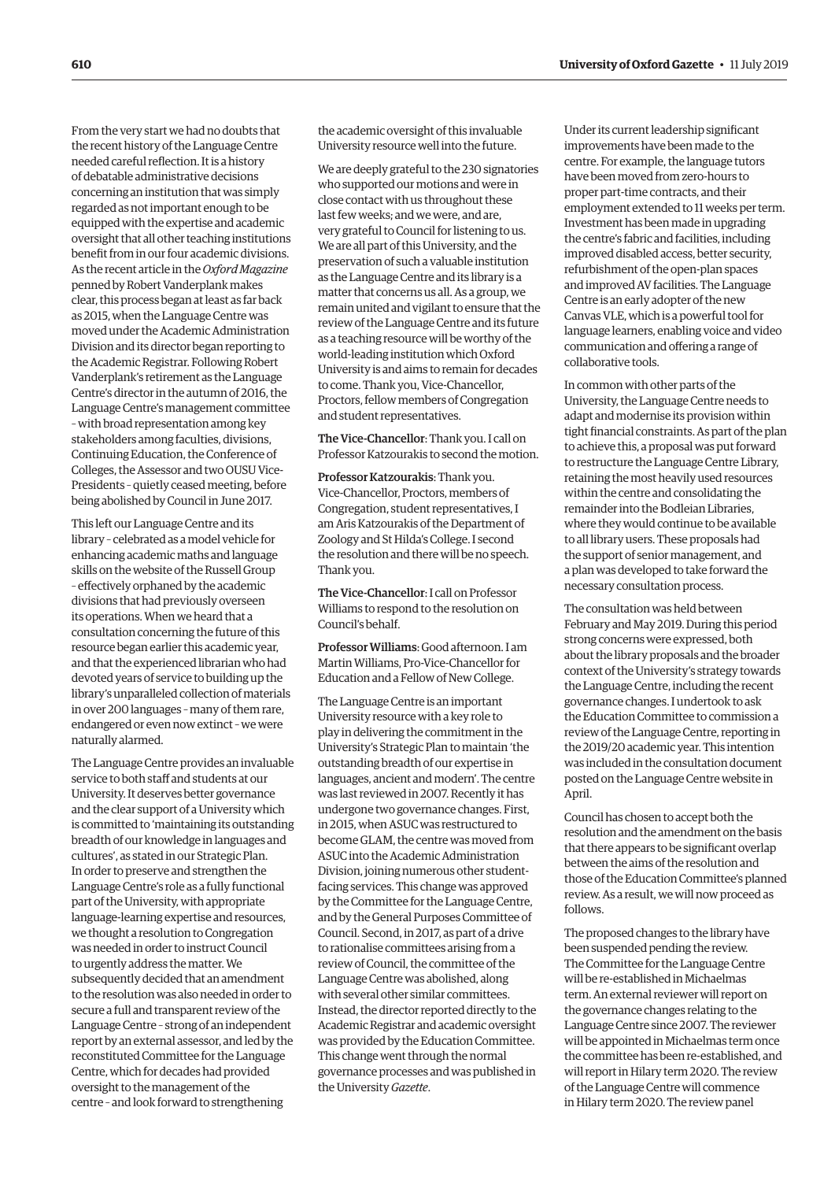From the very start we had no doubts that the recent history of the Language Centre needed careful reflection. It is a history of debatable administrative decisions concerning an institution that was simply regarded as not important enough to be equipped with the expertise and academic oversight that all other teaching institutions benefit from in our four academic divisions. As the recent article in the *Oxford Magazine* penned by Robert Vanderplank makes clear, this process began at least as far back as 2015, when the Language Centre was moved under the Academic Administration Division and its director began reporting to the Academic Registrar. Following Robert Vanderplank's retirement as the Language Centre's director in the autumn of 2016, the Language Centre's management committee – with broad representation among key stakeholders among faculties, divisions, Continuing Education, the Conference of Colleges, the Assessor and two OUSU Vice-Presidents – quietly ceased meeting, before being abolished by Council in June 2017.

This left our Language Centre and its library – celebrated as a model vehicle for enhancing academic maths and language skills on the website of the Russell Group – effectively orphaned by the academic divisions that had previously overseen its operations. When we heard that a consultation concerning the future of this resource began earlier this academic year, and that the experienced librarian who had devoted years of service to building up the library's unparalleled collection of materials in over 200 languages – many of them rare, endangered or even now extinct – we were naturally alarmed.

The Language Centre provides an invaluable service to both staff and students at our University. It deserves better governance and the clear support of a University which is committed to 'maintaining its outstanding breadth of our knowledge in languages and cultures', as stated in our Strategic Plan. In order to preserve and strengthen the Language Centre's role as a fully functional part of the University, with appropriate language-learning expertise and resources, we thought a resolution to Congregation was needed in order to instruct Council to urgently address the matter. We subsequently decided that an amendment to the resolution was also needed in order to secure a full and transparent review of the Language Centre – strong of an independent report by an external assessor, and led by the reconstituted Committee for the Language Centre, which for decades had provided oversight to the management of the centre – and look forward to strengthening the academic oversight of this invaluable University resource well into the future.

We are deeply grateful to the 230 signatories who supported our motions and were in close contact with us throughout these last few weeks; and we were, and are, very grateful to Council for listening to us. We are all part of this University, and the preservation of such a valuable institution as the Language Centre and its library is a matter that concerns us all. As a group, we remain united and vigilant to ensure that the review of the Language Centre and its future as a teaching resource will be worthy of the world-leading institution which Oxford University is and aims to remain for decades to come. Thank you, Vice-Chancellor, Proctors, fellow members of Congregation and student representatives.

**The Vice-Chancellor**: Thank you. I call on Professor Katzourakis to second the motion.

**Professor Katzourakis**: Thank you. Vice-Chancellor, Proctors, members of Congregation, student representatives, I am Aris Katzourakis of the Department of Zoology and St Hilda's College. I second the resolution and there will be no speech. Thank you.

**The Vice-Chancellor**: I call on Professor Williams to respond to the resolution on Council's behalf.

**Professor Williams**: Good afternoon. I am Martin Williams, Pro-Vice-Chancellor for Education and a Fellow of New College.

The Language Centre is an important University resource with a key role to play in delivering the commitment in the University's Strategic Plan to maintain 'the outstanding breadth of our expertise in languages, ancient and modern'. The centre was last reviewed in 2007. Recently it has undergone two governance changes. First, in 2015, when ASUC was restructured to become GLAM, the centre was moved from ASUC into the Academic Administration Division, joining numerous other student-facing services. This change was approved by the Committee for the Language Centre, and by the General Purposes Committee of Council. Second, in 2017, as part of a drive to rationalise committees arising from a review of Council, the committee of the Language Centre was abolished, along with several other similar committees. Instead, the director reported directly to the Academic Registrar and academic oversight was provided by the Education Committee. This change went through the normal governance processes and was published in the University *Gazette*.

Under its current leadership significant improvements have been made to the centre. For example, the language tutors have been moved from zero-hours to proper part-time contracts, and their employment extended to 11 weeks per term. Investment has been made in upgrading the centre's fabric and facilities, including improved disabled access, better security, refurbishment of the open-plan spaces and improved AV facilities. The Language Centre is an early adopter of the new Canvas VLE, which is a powerful tool for language learners, enabling voice and video communication and offering a range of collaborative tools.

In common with other parts of the University, the Language Centre needs to adapt and modernise its provision within tight financial constraints. As part of the plan to achieve this, a proposal was put forward to restructure the Language Centre Library, retaining the most heavily used resources within the centre and consolidating the remainder into the Bodleian Libraries, where they would continue to be available to all library users. These proposals had the support of senior management, and a plan was developed to take forward the necessary consultation process.

The consultation was held between February and May 2019. During this period strong concerns were expressed, both about the library proposals and the broader context of the University's strategy towards the Language Centre, including the recent governance changes. I undertook to ask the Education Committee to commission a review of the Language Centre, reporting in the 2019/20 academic year. This intention was included in the consultation document posted on the Language Centre website in April.

Council has chosen to accept both the resolution and the amendment on the basis that there appears to be significant overlap between the aims of the resolution and those of the Education Committee's planned review. As a result, we will now proceed as follows.

The proposed changes to the library have been suspended pending the review. The Committee for the Language Centre will be re-established in Michaelmas term. An external reviewer will report on the governance changes relating to the Language Centre since 2007. The reviewer will be appointed in Michaelmas term once the committee has been re-established, and will report in Hilary term 2020. The review of the Language Centre will commence in Hilary term 2020. The review panel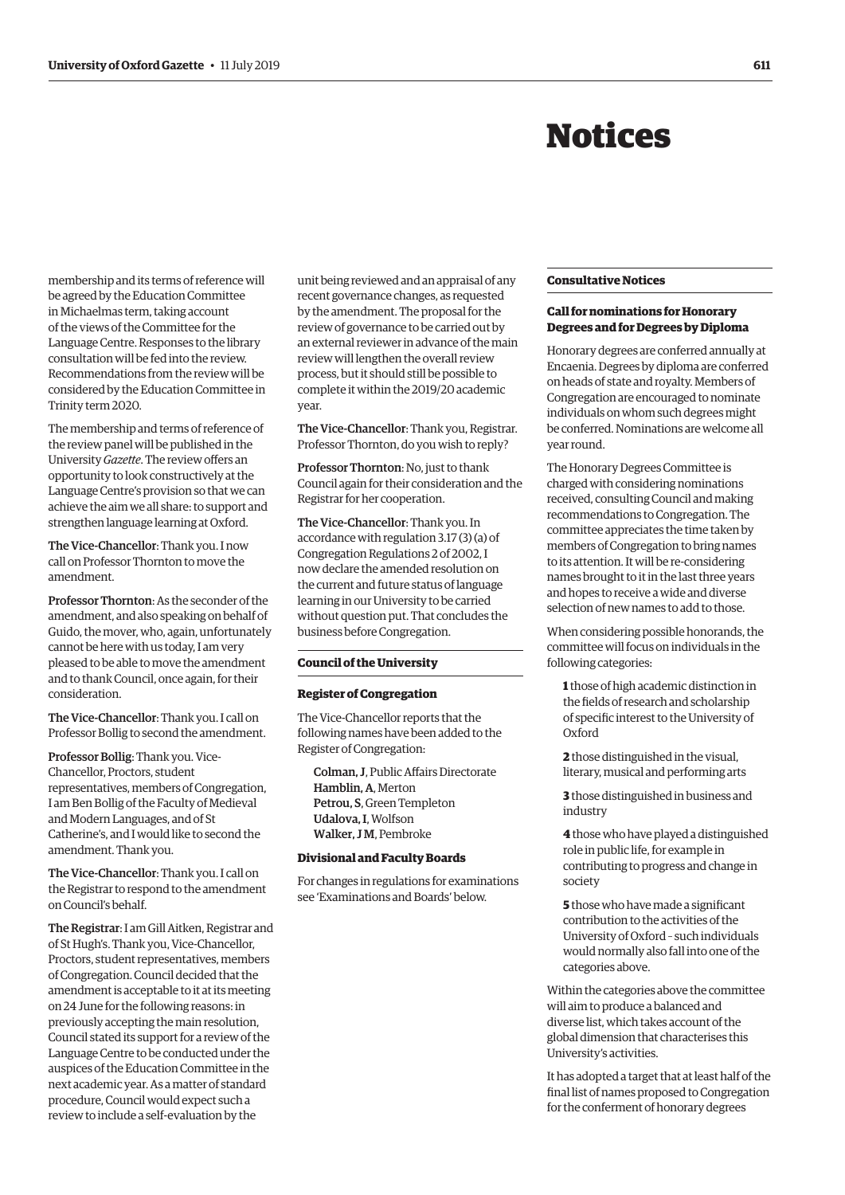# Notices

membership and its terms of reference will be agreed by the Education Committee in Michaelmas term, taking account of the views of the Committee for the Language Centre. Responses to the library consultation will be fed into the review. Recommendations from the review will be considered by the Education Committee in Trinity term 2020.

The membership and terms of reference of the review panel will be published in the University *Gazette*. The review offers an opportunity to look constructively at the Language Centre's provision so that we can achieve the aim we all share: to support and strengthen language learning at Oxford.

The Vice-Chancellor: Thank you. I now call on Professor Thornton to move the amendment.

Professor Thornton: As the seconder of the amendment, and also speaking on behalf of Guido, the mover, who, again, unfortunately cannot be here with us today, I am very pleased to be able to move the amendment and to thank Council, once again, for their consideration.

The Vice-Chancellor: Thank you. I call on Professor Bollig to second the amendment.

Professor Bollig: Thank you. Vice-Chancellor, Proctors, student representatives, members of Congregation, I am Ben Bollig of the Faculty of Medieval and Modern Languages, and of St Catherine's, and I would like to second the amendment. Thank you.

The Vice-Chancellor: Thank you. I call on the Registrar to respond to the amendment on Council's behalf.

The Registrar: I am Gill Aitken, Registrar and of St Hugh's. Thank you, Vice-Chancellor, Proctors, student representatives, members of Congregation. Council decided that the amendment is acceptable to it at its meeting on 24 June for the following reasons: in previously accepting the main resolution, Council stated its support for a review of the Language Centre to be conducted under the auspices of the Education Committee in the next academic year. As a matter of standard procedure, Council would expect such a review to include a self-evaluation by the unit being reviewed and an appraisal of any recent governance changes, as requested by the amendment. The proposal for the review of governance to be carried out by an external reviewer in advance of the main review will lengthen the overall review process, but it should still be possible to complete it within the 2019/20 academic year.

The Vice-Chancellor: Thank you, Registrar. Professor Thornton, do you wish to reply?

Professor Thornton: No, just to thank Council again for their consideration and the Registrar for her cooperation.

The Vice-Chancellor: Thank you. In accordance with regulation 3.17 (3) (a) of Congregation Regulations 2 of 2002, I now declare the amended resolution on the current and future status of language learning in our University to be carried without question put. That concludes the business before Congregation.

## Council of the University

### Register of Congregation

The Vice-Chancellor reports that the following names have been added to the Register of Congregation:

**Colman, J**, Public Affairs Directorate
**Hamblin, A**, Merton
**Petrou, S**, Green Templeton
**Udalova, I**, Wolfson
**Walker, J M**, Pembroke

### Divisional and Faculty Boards

For changes in regulations for examinations see 'Examinations and Boards' below.

## Consultative Notices

### Call for nominations for Honorary Degrees and for Degrees by Diploma

Honorary degrees are conferred annually at Encaenia. Degrees by diploma are conferred on heads of state and royalty. Members of Congregation are encouraged to nominate individuals on whom such degrees might be conferred. Nominations are welcome all year round.

The Honorary Degrees Committee is charged with considering nominations received, consulting Council and making recommendations to Congregation. The committee appreciates the time taken by members of Congregation to bring names to its attention. It will be re-considering names brought to it in the last three years and hopes to receive a wide and diverse selection of new names to add to those.

When considering possible honorands, the committee will focus on individuals in the following categories:

**1** those of high academic distinction in the fields of research and scholarship of specific interest to the University of Oxford

**2** those distinguished in the visual, literary, musical and performing arts

**3** those distinguished in business and industry

**4** those who have played a distinguished role in public life, for example in contributing to progress and change in society

**5** those who have made a significant contribution to the activities of the University of Oxford – such individuals would normally also fall into one of the categories above.

Within the categories above the committee will aim to produce a balanced and diverse list, which takes account of the global dimension that characterises this University's activities.

It has adopted a target that at least half of the final list of names proposed to Congregation for the conferment of honorary degrees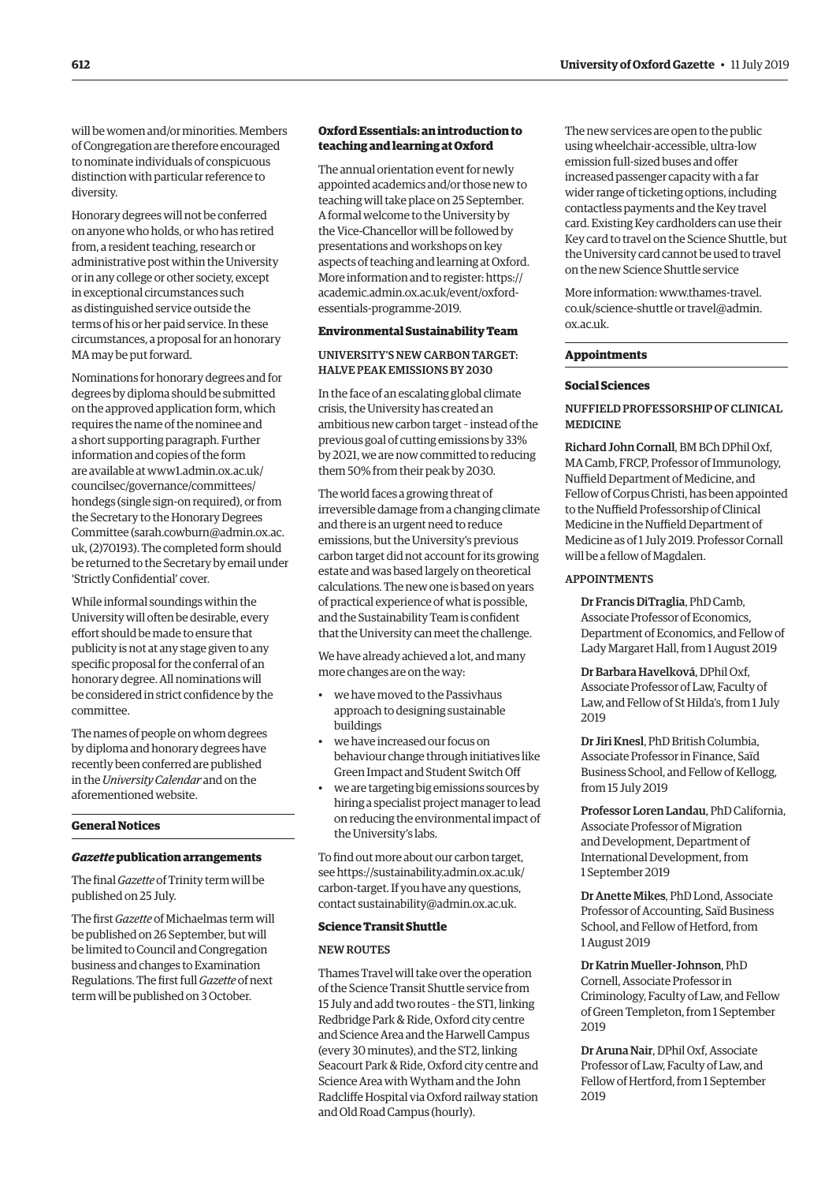will be women and/or minorities. Members of Congregation are therefore encouraged to nominate individuals of conspicuous distinction with particular reference to diversity.

Honorary degrees will not be conferred on anyone who holds, or who has retired from, a resident teaching, research or administrative post within the University or in any college or other society, except in exceptional circumstances such as distinguished service outside the terms of his or her paid service. In these circumstances, a proposal for an honorary MA may be put forward.

Nominations for honorary degrees and for degrees by diploma should be submitted on the approved application form, which requires the name of the nominee and a short supporting paragraph. Further information and copies of the form are available at www1.admin.ox.ac.uk/councilsec/governance/committees/hondegs (single sign-on required), or from the Secretary to the Honorary Degrees Committee (sarah.cowburn@admin.ox.ac.uk, (2)70193). The completed form should be returned to the Secretary by email under 'Strictly Confidential' cover.

While informal soundings within the University will often be desirable, every effort should be made to ensure that publicity is not at any stage given to any specific proposal for the conferral of an honorary degree. All nominations will be considered in strict confidence by the committee.

The names of people on whom degrees by diploma and honorary degrees have recently been conferred are published in the *University Calendar* and on the aforementioned website.

## General Notices

### *Gazette* publication arrangements

The final *Gazette* of Trinity term will be published on 25 July.

The first *Gazette* of Michaelmas term will be published on 26 September, but will be limited to Council and Congregation business and changes to Examination Regulations. The first full *Gazette* of next term will be published on 3 October.

### Oxford Essentials: an introduction to teaching and learning at Oxford

The annual orientation event for newly appointed academics and/or those new to teaching will take place on 25 September. A formal welcome to the University by the Vice-Chancellor will be followed by presentations and workshops on key aspects of teaching and learning at Oxford. More information and to register: https://academic.admin.ox.ac.uk/event/oxford-essentials-programme-2019.

### Environmental Sustainability Team

#### UNIVERSITY'S NEW CARBON TARGET: HALVE PEAK EMISSIONS BY 2030

In the face of an escalating global climate crisis, the University has created an ambitious new carbon target – instead of the previous goal of cutting emissions by 33% by 2021, we are now committed to reducing them 50% from their peak by 2030.

The world faces a growing threat of irreversible damage from a changing climate and there is an urgent need to reduce emissions, but the University's previous carbon target did not account for its growing estate and was based largely on theoretical calculations. The new one is based on years of practical experience of what is possible, and the Sustainability Team is confident that the University can meet the challenge.

We have already achieved a lot, and many more changes are on the way:

- we have moved to the Passivhaus approach to designing sustainable buildings
- we have increased our focus on behaviour change through initiatives like Green Impact and Student Switch Off
- we are targeting big emissions sources by hiring a specialist project manager to lead on reducing the environmental impact of the University's labs.

To find out more about our carbon target, see https://sustainability.admin.ox.ac.uk/carbon-target. If you have any questions, contact sustainability@admin.ox.ac.uk.

### Science Transit Shuttle

#### NEW ROUTES

Thames Travel will take over the operation of the Science Transit Shuttle service from 15 July and add two routes – the ST1, linking Redbridge Park & Ride, Oxford city centre and Science Area and the Harwell Campus (every 30 minutes), and the ST2, linking Seacourt Park & Ride, Oxford city centre and Science Area with Wytham and the John Radcliffe Hospital via Oxford railway station and Old Road Campus (hourly).

The new services are open to the public using wheelchair-accessible, ultra-low emission full-sized buses and offer increased passenger capacity with a far wider range of ticketing options, including contactless payments and the Key travel card. Existing Key cardholders can use their Key card to travel on the Science Shuttle, but the University card cannot be used to travel on the new Science Shuttle service

More information: www.thames-travel.co.uk/science-shuttle or travel@admin.ox.ac.uk.

## Appointments

### Social Sciences

#### NUFFIELD PROFESSORSHIP OF CLINICAL MEDICINE

**Richard John Cornall**, BM BCh DPhil Oxf, MA Camb, FRCP, Professor of Immunology, Nuffield Department of Medicine, and Fellow of Corpus Christi, has been appointed to the Nuffield Professorship of Clinical Medicine in the Nuffield Department of Medicine as of 1 July 2019. Professor Cornall will be a fellow of Magdalen.

#### APPOINTMENTS

**Dr Francis DiTraglia**, PhD Camb, Associate Professor of Economics, Department of Economics, and Fellow of Lady Margaret Hall, from 1 August 2019

**Dr Barbara Havelková**, DPhil Oxf, Associate Professor of Law, Faculty of Law, and Fellow of St Hilda's, from 1 July 2019

**Dr Jiri Knesl**, PhD British Columbia, Associate Professor in Finance, Saïd Business School, and Fellow of Kellogg, from 15 July 2019

**Professor Loren Landau**, PhD California, Associate Professor of Migration and Development, Department of International Development, from 1 September 2019

**Dr Anette Mikes**, PhD Lond, Associate Professor of Accounting, Saïd Business School, and Fellow of Hetford, from 1 August 2019

**Dr Katrin Mueller-Johnson**, PhD Cornell, Associate Professor in Criminology, Faculty of Law, and Fellow of Green Templeton, from 1 September 2019

**Dr Aruna Nair**, DPhil Oxf, Associate Professor of Law, Faculty of Law, and Fellow of Hertford, from 1 September 2019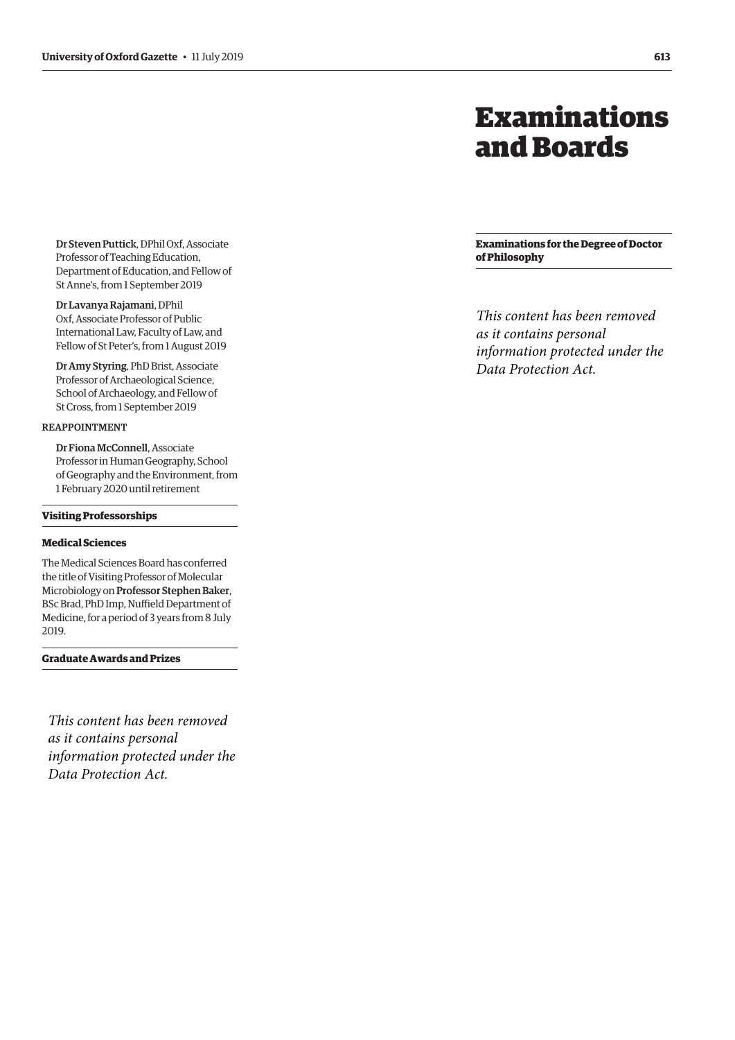Dr Steven Puttick, DPhil Oxf, Associate Professor of Teaching Education, Department of Education, and Fellow of St Anne's, from 1 September 2019

Dr Lavanya Rajamani, DPhil Oxf, Associate Professor of Public International Law, Faculty of Law, and Fellow of St Peter's, from 1 August 2019

Dr Amy Styring, PhD Brist, Associate Professor of Archaeological Science, School of Archaeology, and Fellow of St Cross, from 1 September 2019

REAPPOINTMENT

Dr Fiona McConnell, Associate Professor in Human Geography, School of Geography and the Environment, from 1 February 2020 until retirement

### Visiting Professorships

#### Medical Sciences

The Medical Sciences Board has conferred the title of Visiting Professor of Molecular Microbiology on **Professor Stephen Baker**, BSc Brad, PhD Imp, Nuffield Department of Medicine, for a period of 3 years from 8 July 2019.

### Graduate Awards and Prizes

*This content has been removed as it contains personal information protected under the Data Protection Act.*

# Examinations and Boards

### Examinations for the Degree of Doctor of Philosophy

*This content has been removed as it contains personal information protected under the Data Protection Act.*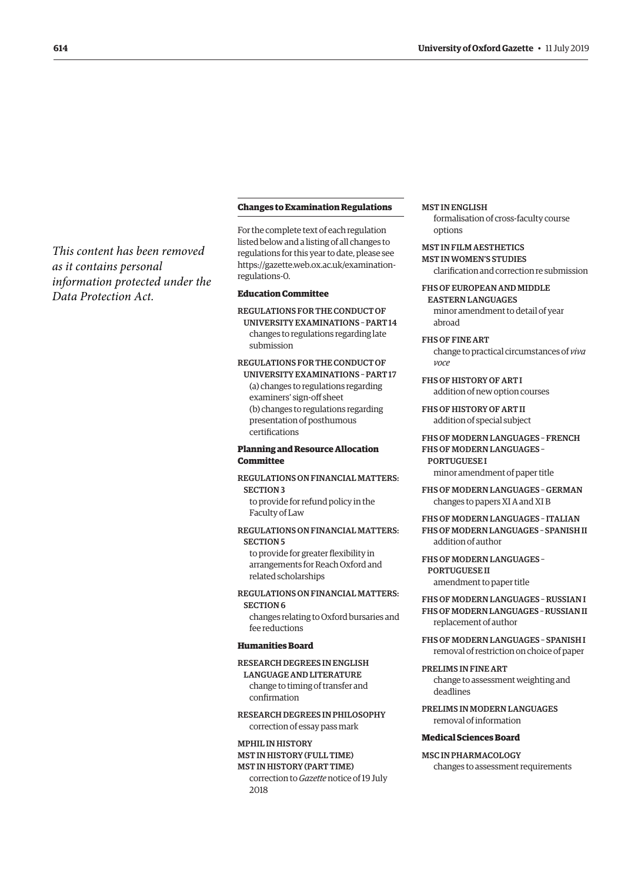*This content has been removed as it contains personal information protected under the Data Protection Act.*

## Changes to Examination Regulations

For the complete text of each regulation listed below and a listing of all changes to regulations for this year to date, please see https://gazette.web.ox.ac.uk/examination-regulations-0.

### Education Committee

REGULATIONS FOR THE CONDUCT OF UNIVERSITY EXAMINATIONS – PART 14
changes to regulations regarding late submission

REGULATIONS FOR THE CONDUCT OF UNIVERSITY EXAMINATIONS – PART 17
(a) changes to regulations regarding examiners' sign-off sheet
(b) changes to regulations regarding presentation of posthumous certifications

### Planning and Resource Allocation Committee

REGULATIONS ON FINANCIAL MATTERS: SECTION 3
to provide for refund policy in the Faculty of Law

REGULATIONS ON FINANCIAL MATTERS: SECTION 5
to provide for greater flexibility in arrangements for Reach Oxford and related scholarships

REGULATIONS ON FINANCIAL MATTERS: SECTION 6
changes relating to Oxford bursaries and fee reductions

### Humanities Board

RESEARCH DEGREES IN ENGLISH LANGUAGE AND LITERATURE
change to timing of transfer and confirmation

RESEARCH DEGREES IN PHILOSOPHY
correction of essay pass mark

MPHIL IN HISTORY
MST IN HISTORY (FULL TIME)
MST IN HISTORY (PART TIME)
correction to *Gazette* notice of 19 July 2018

MST IN ENGLISH
formalisation of cross-faculty course options

MST IN FILM AESTHETICS
MST IN WOMEN'S STUDIES
clarification and correction re submission

FHS OF EUROPEAN AND MIDDLE EASTERN LANGUAGES
minor amendment to detail of year abroad

FHS OF FINE ART
change to practical circumstances of *viva voce*

FHS OF HISTORY OF ART I
addition of new option courses

FHS OF HISTORY OF ART II
addition of special subject

FHS OF MODERN LANGUAGES – FRENCH
FHS OF MODERN LANGUAGES – PORTUGUESE I
minor amendment of paper title

FHS OF MODERN LANGUAGES – GERMAN
changes to papers XI A and XI B

FHS OF MODERN LANGUAGES – ITALIAN
FHS OF MODERN LANGUAGES – SPANISH II
addition of author

FHS OF MODERN LANGUAGES – PORTUGUESE II
amendment to paper title

FHS OF MODERN LANGUAGES – RUSSIAN I
FHS OF MODERN LANGUAGES – RUSSIAN II
replacement of author

FHS OF MODERN LANGUAGES – SPANISH I
removal of restriction on choice of paper

PRELIMS IN FINE ART
change to assessment weighting and deadlines

PRELIMS IN MODERN LANGUAGES
removal of information

### Medical Sciences Board

MSC IN PHARMACOLOGY
changes to assessment requirements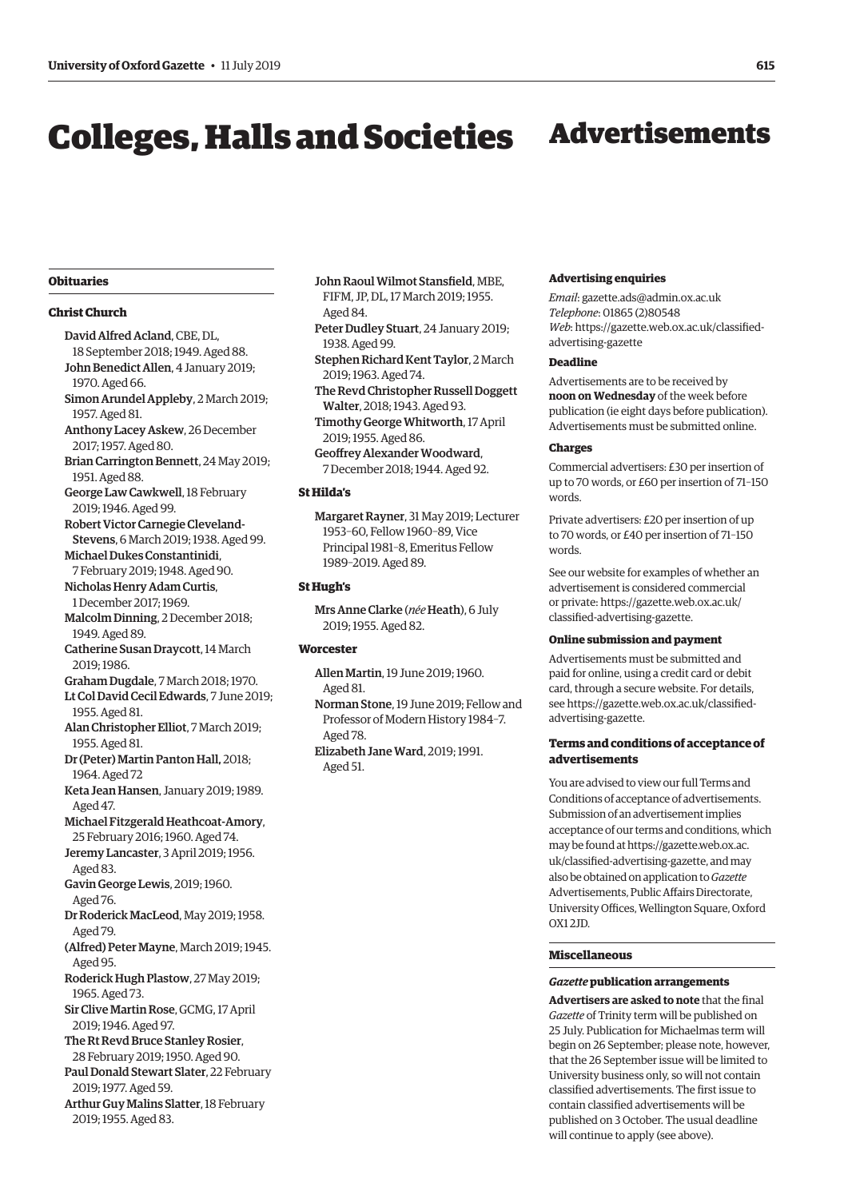# Colleges, Halls and Societies

## Obituaries

### Christ Church

**David Alfred Acland**, CBE, DL, 18 September 2018; 1949. Aged 88.

**John Benedict Allen**, 4 January 2019; 1970. Aged 66.

**Simon Arundel Appleby**, 2 March 2019; 1957. Aged 81.

**Anthony Lacey Askew**, 26 December 2017; 1957. Aged 80.

**Brian Carrington Bennett**, 24 May 2019; 1951. Aged 88.

**George Law Cawkwell**, 18 February 2019; 1946. Aged 99.

**Robert Victor Carnegie Cleveland-Stevens**, 6 March 2019; 1938. Aged 99.

**Michael Dukes Constantinidi**, 7 February 2019; 1948. Aged 90.

**Nicholas Henry Adam Curtis**, 1 December 2017; 1969.

**Malcolm Dinning**, 2 December 2018; 1949. Aged 89.

**Catherine Susan Draycott**, 14 March 2019; 1986.

**Graham Dugdale**, 7 March 2018; 1970.

**Lt Col David Cecil Edwards**, 7 June 2019; 1955. Aged 81.

**Alan Christopher Elliot**, 7 March 2019; 1955. Aged 81.

**Dr (Peter) Martin Panton Hall**, 2018; 1964. Aged 72

**Keta Jean Hansen**, January 2019; 1989. Aged 47.

**Michael Fitzgerald Heathcoat-Amory**, 25 February 2016; 1960. Aged 74.

**Jeremy Lancaster**, 3 April 2019; 1956. Aged 83.

**Gavin George Lewis**, 2019; 1960. Aged 76.

**Dr Roderick MacLeod**, May 2019; 1958. Aged 79.

**(Alfred) Peter Mayne**, March 2019; 1945. Aged 95.

**Roderick Hugh Plastow**, 27 May 2019; 1965. Aged 73.

**Sir Clive Martin Rose**, GCMG, 17 April 2019; 1946. Aged 97.

**The Rt Revd Bruce Stanley Rosier**, 28 February 2019; 1950. Aged 90.

**Paul Donald Stewart Slater**, 22 February 2019; 1977. Aged 59.

**Arthur Guy Malins Slatter**, 18 February 2019; 1955. Aged 83.

**John Raoul Wilmot Stansfield**, MBE, FIFM, JP, DL, 17 March 2019; 1955. Aged 84.

**Peter Dudley Stuart**, 24 January 2019; 1938. Aged 99.

**Stephen Richard Kent Taylor**, 2 March 2019; 1963. Aged 74.

**The Revd Christopher Russell Doggett Walter**, 2018; 1943. Aged 93.

**Timothy George Whitworth**, 17 April 2019; 1955. Aged 86.

**Geoffrey Alexander Woodward**, 7 December 2018; 1944. Aged 92.

### St Hilda's

**Margaret Rayner**, 31 May 2019; Lecturer 1953–60, Fellow 1960–89, Vice Principal 1981–8, Emeritus Fellow 1989–2019. Aged 89.

### St Hugh's

**Mrs Anne Clarke** (*née* **Heath**), 6 July 2019; 1955. Aged 82.

### Worcester

**Allen Martin**, 19 June 2019; 1960. Aged 81.

**Norman Stone**, 19 June 2019; Fellow and Professor of Modern History 1984–7. Aged 78.

**Elizabeth Jane Ward**, 2019; 1991. Aged 51.

# Advertisements

#### Advertising enquiries

*Email*: gazette.ads@admin.ox.ac.uk
*Telephone*: 01865 (2)80548
*Web*: https://gazette.web.ox.ac.uk/classified-advertising-gazette

#### Deadline

Advertisements are to be received by **noon on Wednesday** of the week before publication (ie eight days before publication). Advertisements must be submitted online.

#### Charges

Commercial advertisers: £30 per insertion of up to 70 words, or £60 per insertion of 71–150 words.

Private advertisers: £20 per insertion of up to 70 words, or £40 per insertion of 71–150 words.

See our website for examples of whether an advertisement is considered commercial or private: https://gazette.web.ox.ac.uk/classified-advertising-gazette.

#### Online submission and payment

Advertisements must be submitted and paid for online, using a credit card or debit card, through a secure website. For details, see https://gazette.web.ox.ac.uk/classified-advertising-gazette.

#### Terms and conditions of acceptance of advertisements

You are advised to view our full Terms and Conditions of acceptance of advertisements. Submission of an advertisement implies acceptance of our terms and conditions, which may be found at https://gazette.web.ox.ac.uk/classified-advertising-gazette, and may also be obtained on application to *Gazette* Advertisements, Public Affairs Directorate, University Offices, Wellington Square, Oxford OX1 2JD.

## Miscellaneous

#### *Gazette* publication arrangements

**Advertisers are asked to note** that the final *Gazette* of Trinity term will be published on 25 July. Publication for Michaelmas term will begin on 26 September; please note, however, that the 26 September issue will be limited to University business only, so will not contain classified advertisements. The first issue to contain classified advertisements will be published on 3 October. The usual deadline will continue to apply (see above).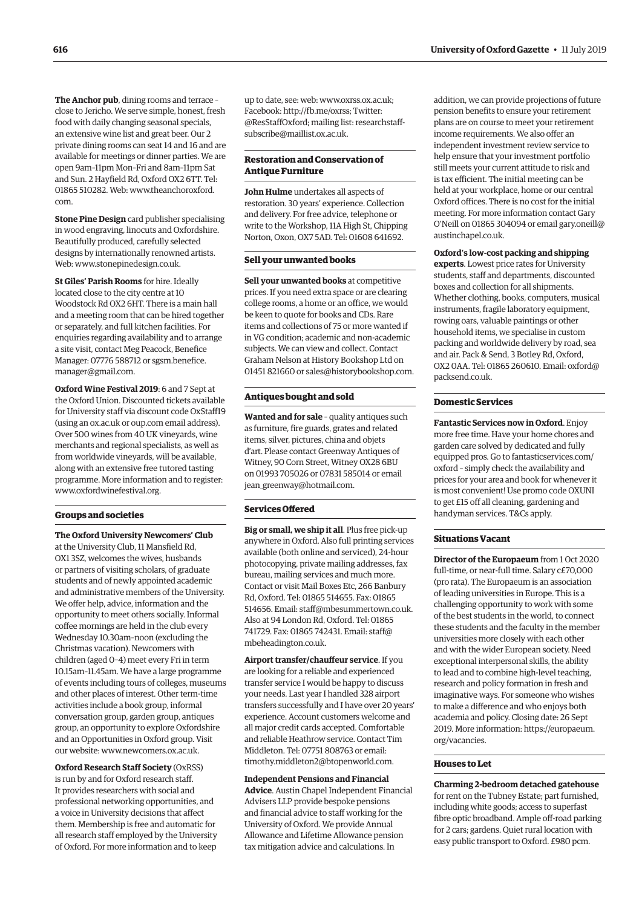**The Anchor pub**, dining rooms and terrace – close to Jericho. We serve simple, honest, fresh food with daily changing seasonal specials, an extensive wine list and great beer. Our 2 private dining rooms can seat 14 and 16 and are available for meetings or dinner parties. We are open 9am–11pm Mon–Fri and 8am–11pm Sat and Sun. 2 Hayfield Rd, Oxford OX2 6TT. Tel: 01865 510282. Web: www.theanchoroxford.com.

**Stone Pine Design** card publisher specialising in wood engraving, linocuts and Oxfordshire. Beautifully produced, carefully selected designs by internationally renowned artists. Web: www.stonepinedesign.co.uk.

**St Giles' Parish Rooms** for hire. Ideally located close to the city centre at 10 Woodstock Rd OX2 6HT. There is a main hall and a meeting room that can be hired together or separately, and full kitchen facilities. For enquiries regarding availability and to arrange a site visit, contact Meg Peacock, Benefice Manager: 07776 588712 or sgsm.benefice.manager@gmail.com.

**Oxford Wine Festival 2019**: 6 and 7 Sept at the Oxford Union. Discounted tickets available for University staff via discount code OxStaff19 (using an ox.ac.uk or oup.com email address). Over 500 wines from 40 UK vineyards, wine merchants and regional specialists, as well as from worldwide vineyards, will be available, along with an extensive free tutored tasting programme. More information and to register: www.oxfordwinefestival.org.

### Groups and societies

**The Oxford University Newcomers' Club** at the University Club, 11 Mansfield Rd, OX1 3SZ, welcomes the wives, husbands or partners of visiting scholars, of graduate students and of newly appointed academic and administrative members of the University. We offer help, advice, information and the opportunity to meet others socially. Informal coffee mornings are held in the club every Wednesday 10.30am–noon (excluding the Christmas vacation). Newcomers with children (aged 0–4) meet every Fri in term 10.15am–11.45am. We have a large programme of events including tours of colleges, museums and other places of interest. Other term-time activities include a book group, informal conversation group, garden group, antiques group, an opportunity to explore Oxfordshire and an Opportunities in Oxford group. Visit our website: www.newcomers.ox.ac.uk.

**Oxford Research Staff Society** (OxRSS) is run by and for Oxford research staff. It provides researchers with social and professional networking opportunities, and a voice in University decisions that affect them. Membership is free and automatic for all research staff employed by the University of Oxford. For more information and to keep up to date, see: web: www.oxrss.ox.ac.uk; Facebook: http://fb.me/oxrss; Twitter: @ResStaffOxford; mailing list: researchstaff-subscribe@maillist.ox.ac.uk.

### Restoration and Conservation of Antique Furniture

**John Hulme** undertakes all aspects of restoration. 30 years' experience. Collection and delivery. For free advice, telephone or write to the Workshop, 11A High St, Chipping Norton, Oxon, OX7 5AD. Tel: 01608 641692.

### Sell your unwanted books

**Sell your unwanted books** at competitive prices. If you need extra space or are clearing college rooms, a home or an office, we would be keen to quote for books and CDs. Rare items and collections of 75 or more wanted if in VG condition; academic and non-academic subjects. We can view and collect. Contact Graham Nelson at History Bookshop Ltd on 01451 821660 or sales@historybookshop.com.

### Antiques bought and sold

**Wanted and for sale** – quality antiques such as furniture, fire guards, grates and related items, silver, pictures, china and objets d'art. Please contact Greenway Antiques of Witney, 90 Corn Street, Witney OX28 6BU on 01993 705026 or 07831 585014 or email jean_greenway@hotmail.com.

### Services Offered

**Big or small, we ship it all**. Plus free pick-up anywhere in Oxford. Also full printing services available (both online and serviced), 24-hour photocopying, private mailing addresses, fax bureau, mailing services and much more. Contact or visit Mail Boxes Etc, 266 Banbury Rd, Oxford. Tel: 01865 514655. Fax: 01865 514656. Email: staff@mbesummertown.co.uk. Also at 94 London Rd, Oxford. Tel: 01865 741729. Fax: 01865 742431. Email: staff@mbeheadington.co.uk.

**Airport transfer/chauffeur service**. If you are looking for a reliable and experienced transfer service I would be happy to discuss your needs. Last year I handled 328 airport transfers successfully and I have over 20 years' experience. Account customers welcome and all major credit cards accepted. Comfortable and reliable Heathrow service. Contact Tim Middleton. Tel: 07751 808763 or email: timothy.middleton2@btopenworld.com.

**Independent Pensions and Financial Advice**. Austin Chapel Independent Financial Advisers LLP provide bespoke pensions and financial advice to staff working for the University of Oxford. We provide Annual Allowance and Lifetime Allowance pension tax mitigation advice and calculations. In addition, we can provide projections of future pension benefits to ensure your retirement plans are on course to meet your retirement income requirements. We also offer an independent investment review service to help ensure that your investment portfolio still meets your current attitude to risk and is tax efficient. The initial meeting can be held at your workplace, home or our central Oxford offices. There is no cost for the initial meeting. For more information contact Gary O'Neill on 01865 304094 or email gary.oneill@austinchapel.co.uk.

**Oxford's low-cost packing and shipping experts**. Lowest price rates for University students, staff and departments, discounted boxes and collection for all shipments. Whether clothing, books, computers, musical instruments, fragile laboratory equipment, rowing oars, valuable paintings or other household items, we specialise in custom packing and worldwide delivery by road, sea and air. Pack & Send, 3 Botley Rd, Oxford, OX2 0AA. Tel: 01865 260610. Email: oxford@packsend.co.uk.

### Domestic Services

**Fantastic Services now in Oxford**. Enjoy more free time. Have your home chores and garden care solved by dedicated and fully equipped pros. Go to fantasticservices.com/oxford – simply check the availability and prices for your area and book for whenever it is most convenient! Use promo code OXUNI to get £15 off all cleaning, gardening and handyman services. T&Cs apply.

### Situations Vacant

**Director of the Europaeum** from 1 Oct 2020 full-time, or near-full time. Salary c£70,000 (pro rata). The Europaeum is an association of leading universities in Europe. This is a challenging opportunity to work with some of the best students in the world, to connect these students and the faculty in the member universities more closely with each other and with the wider European society. Need exceptional interpersonal skills, the ability to lead and to combine high-level teaching, research and policy formation in fresh and imaginative ways. For someone who wishes to make a difference and who enjoys both academia and policy. Closing date: 26 Sept 2019. More information: https://europaeum.org/vacancies.

### Houses to Let

**Charming 2-bedroom detached gatehouse** for rent on the Tubney Estate; part furnished, including white goods; access to superfast fibre optic broadband. Ample off-road parking for 2 cars; gardens. Quiet rural location with easy public transport to Oxford. £980 pcm.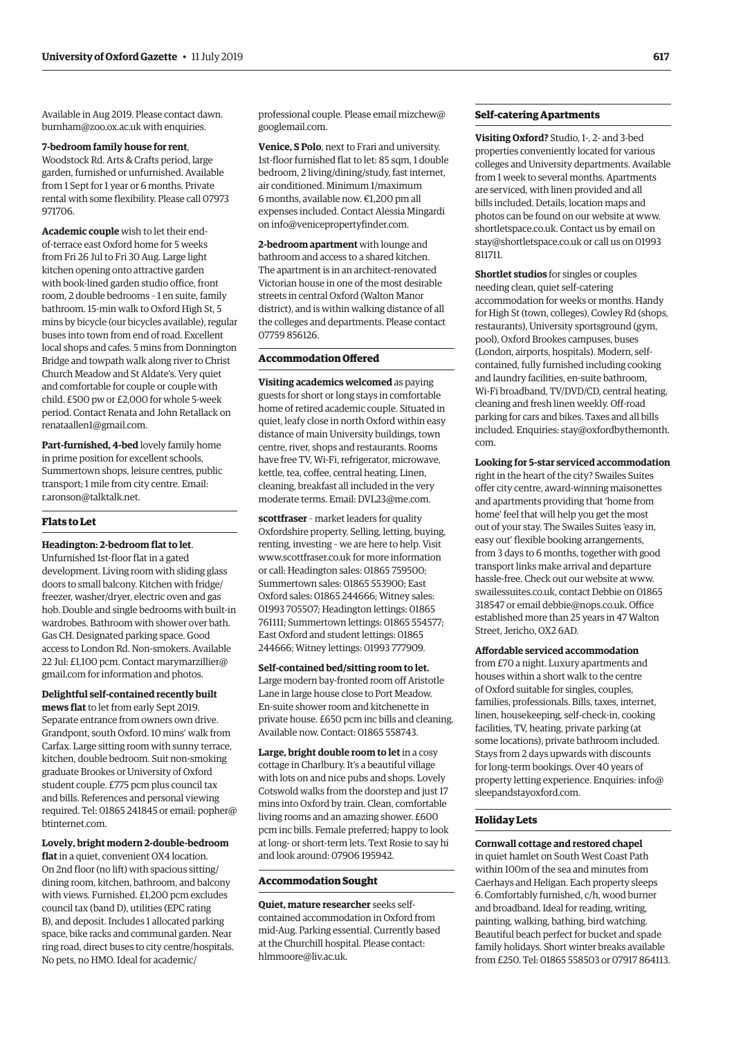Available in Aug 2019. Please contact dawn.burnham@zoo.ox.ac.uk with enquiries.

**7-bedroom family house for rent**, Woodstock Rd. Arts & Crafts period, large garden, furnished or unfurnished. Available from 1 Sept for 1 year or 6 months. Private rental with some flexibility. Please call 07973 971706.

**Academic couple** wish to let their end-of-terrace east Oxford home for 5 weeks from Fri 26 Jul to Fri 30 Aug. Large light kitchen opening onto attractive garden with book-lined garden studio office, front room, 2 double bedrooms – 1 en suite, family bathroom. 15-min walk to Oxford High St, 5 mins by bicycle (our bicycles available), regular buses into town from end of road. Excellent local shops and cafes. 5 mins from Donnington Bridge and towpath walk along river to Christ Church Meadow and St Aldate's. Very quiet and comfortable for couple or couple with child. £500 pw or £2,000 for whole 5-week period. Contact Renata and John Retallack on renataallen1@gmail.com.

**Part-furnished, 4-bed** lovely family home in prime position for excellent schools, Summertown shops, leisure centres, public transport; 1 mile from city centre. Email: r.aronson@talktalk.net.

## Flats to Let

**Headington: 2-bedroom flat to let**. Unfurnished 1st-floor flat in a gated development. Living room with sliding glass doors to small balcony. Kitchen with fridge/freezer, washer/dryer, electric oven and gas hob. Double and single bedrooms with built-in wardrobes. Bathroom with shower over bath. Gas CH. Designated parking space. Good access to London Rd. Non-smokers. Available 22 Jul: £1,100 pcm. Contact marymarzillier@gmail.com for information and photos.

**Delightful self-contained recently built mews flat** to let from early Sept 2019. Separate entrance from owners own drive. Grandpont, south Oxford. 10 mins' walk from Carfax. Large sitting room with sunny terrace, kitchen, double bedroom. Suit non-smoking graduate Brookes or University of Oxford student couple. £775 pcm plus council tax and bills. References and personal viewing required. Tel: 01865 241845 or email: popher@btinternet.com.

**Lovely, bright modern 2-double-bedroom flat** in a quiet, convenient OX4 location. On 2nd floor (no lift) with spacious sitting/dining room, kitchen, bathroom, and balcony with views. Furnished. £1,200 pcm excludes council tax (band D), utilities (EPC rating B), and deposit. Includes 1 allocated parking space, bike racks and communal garden. Near ring road, direct buses to city centre/hospitals. No pets, no HMO. Ideal for academic/professional couple. Please email mizchew@googlemail.com.

**Venice, S Polo**, next to Frari and university. 1st-floor furnished flat to let: 85 sqm, 1 double bedroom, 2 living/dining/study, fast internet, air conditioned. Minimum 1/maximum 6 months, available now. €1,200 pm all expenses included. Contact Alessia Mingardi on info@venicepropertyfinder.com.

**2-bedroom apartment** with lounge and bathroom and access to a shared kitchen. The apartment is in an architect-renovated Victorian house in one of the most desirable streets in central Oxford (Walton Manor district), and is within walking distance of all the colleges and departments. Please contact 07759 856126.

## Accommodation Offered

**Visiting academics welcomed** as paying guests for short or long stays in comfortable home of retired academic couple. Situated in quiet, leafy close in north Oxford within easy distance of main University buildings, town centre, river, shops and restaurants. Rooms have free TV, Wi-Fi, refrigerator, microwave, kettle, tea, coffee, central heating. Linen, cleaning, breakfast all included in the very moderate terms. Email: DVL23@me.com.

**scottfraser** – market leaders for quality Oxfordshire property. Selling, letting, buying, renting, investing – we are here to help. Visit www.scottfraser.co.uk for more information or call: Headington sales: 01865 759500; Summertown sales: 01865 553900; East Oxford sales: 01865 244666; Witney sales: 01993 705507; Headington lettings: 01865 761111; Summertown lettings: 01865 554577; East Oxford and student lettings: 01865 244666; Witney lettings: 01993 777909.

**Self-contained bed/sitting room to let.** Large modern bay-fronted room off Aristotle Lane in large house close to Port Meadow. En-suite shower room and kitchenette in private house. £650 pcm inc bills and cleaning. Available now. Contact: 01865 558743.

**Large, bright double room to let** in a cosy cottage in Charlbury. It's a beautiful village with lots on and nice pubs and shops. Lovely Cotswold walks from the doorstep and just 17 mins into Oxford by train. Clean, comfortable living rooms and an amazing shower. £600 pcm inc bills. Female preferred; happy to look at long- or short-term lets. Text Rosie to say hi and look around: 07906 195942.

## Accommodation Sought

**Quiet, mature researcher** seeks self-contained accommodation in Oxford from mid-Aug. Parking essential. Currently based at the Churchill hospital. Please contact: hlmmoore@liv.ac.uk.

## Self-catering Apartments

**Visiting Oxford?** Studio, 1-, 2- and 3-bed properties conveniently located for various colleges and University departments. Available from 1 week to several months. Apartments are serviced, with linen provided and all bills included. Details, location maps and photos can be found on our website at www.shortletspace.co.uk. Contact us by email on stay@shortletspace.co.uk or call us on 01993 811711.

**Shortlet studios** for singles or couples needing clean, quiet self-catering accommodation for weeks or months. Handy for High St (town, colleges), Cowley Rd (shops, restaurants), University sportsground (gym, pool), Oxford Brookes campuses, buses (London, airports, hospitals). Modern, self-contained, fully furnished including cooking and laundry facilities, en-suite bathroom, Wi-Fi broadband, TV/DVD/CD, central heating, cleaning and fresh linen weekly. Off-road parking for cars and bikes. Taxes and all bills included. Enquiries: stay@oxfordbythemonth.com.

**Looking for 5-star serviced accommodation** right in the heart of the city? Swailes Suites offer city centre, award-winning maisonettes and apartments providing that 'home from home' feel that will help you get the most out of your stay. The Swailes Suites 'easy in, easy out' flexible booking arrangements, from 3 days to 6 months, together with good transport links make arrival and departure hassle-free. Check out our website at www.swailessuites.co.uk, contact Debbie on 01865 318547 or email debbie@nops.co.uk. Office established more than 25 years in 47 Walton Street, Jericho, OX2 6AD.

**Affordable serviced accommodation** from £70 a night. Luxury apartments and houses within a short walk to the centre of Oxford suitable for singles, couples, families, professionals. Bills, taxes, internet, linen, housekeeping, self-check-in, cooking facilities, TV, heating, private parking (at some locations), private bathroom included. Stays from 2 days upwards with discounts for long-term bookings. Over 40 years of property letting experience. Enquiries: info@sleepandstayoxford.com.

## Holiday Lets

**Cornwall cottage and restored chapel** in quiet hamlet on South West Coast Path within 100m of the sea and minutes from Caerhays and Heligan. Each property sleeps 6. Comfortably furnished, c/h, wood burner and broadband. Ideal for reading, writing, painting, walking, bathing, bird watching. Beautiful beach perfect for bucket and spade family holidays. Short winter breaks available from £250. Tel: 01865 558503 or 07917 864113.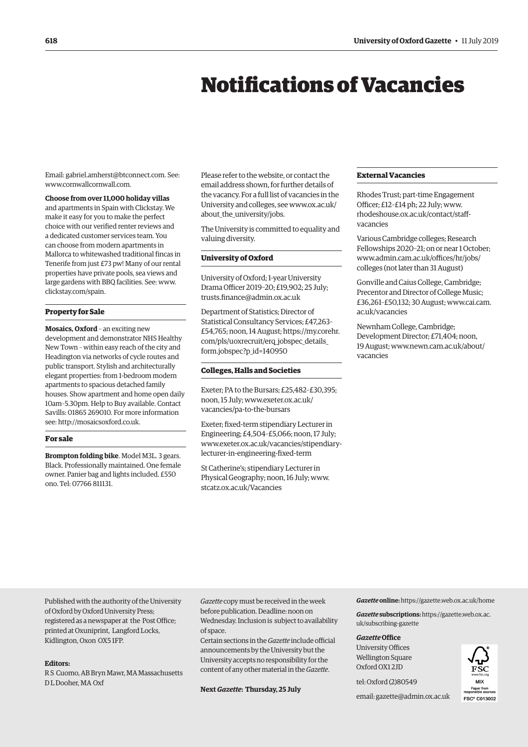# Notifications of Vacancies

Email: gabriel.amherst@btconnect.com. See: www.cornwallcornwall.com.

**Choose from over 11,000 holiday villas** and apartments in Spain with Clickstay. We make it easy for you to make the perfect choice with our verified renter reviews and a dedicated customer services team. You can choose from modern apartments in Mallorca to whitewashed traditional fincas in Tenerife from just £73 pw! Many of our rental properties have private pools, sea views and large gardens with BBQ facilities. See: www.clickstay.com/spain.

### Property for Sale

**Mosaics, Oxford** – an exciting new development and demonstrator NHS Healthy New Town – within easy reach of the city and Headington via networks of cycle routes and public transport. Stylish and architecturally elegant properties: from 1-bedroom modern apartments to spacious detached family houses. Show apartment and home open daily 10am–5.30pm. Help to Buy available. Contact Savills: 01865 269010. For more information see: http://mosaicsoxford.co.uk.

### For sale

**Brompton folding bike**. Model M3L. 3 gears. Black. Professionally maintained. One female owner. Panier bag and lights included. £550 ono. Tel: 07766 811131.

Please refer to the website, or contact the email address shown, for further details of the vacancy. For a full list of vacancies in the University and colleges, see www.ox.ac.uk/about_the_university/jobs.

The University is committed to equality and valuing diversity.

### University of Oxford

University of Oxford; 1-year University Drama Officer 2019–20; £19,902; 25 July; trusts.finance@admin.ox.ac.uk

Department of Statistics; Director of Statistical Consultancy Services; £47,263–£54,765; noon, 14 August; https://my.corehr.com/pls/uoxrecruit/erq_jobspec_details_form.jobspec?p_id=140950

### Colleges, Halls and Societies

Exeter; PA to the Bursars; £25,482–£30,395; noon, 15 July; www.exeter.ox.ac.uk/vacancies/pa-to-the-bursars

Exeter; fixed-term stipendiary Lecturer in Engineering; £4,504–£5,066; noon, 17 July; www.exeter.ox.ac.uk/vacancies/stipendiary-lecturer-in-engineering-fixed-term

St Catherine's; stipendiary Lecturer in Physical Geography; noon, 16 July; www.stcatz.ox.ac.uk/Vacancies

### External Vacancies

Rhodes Trust; part-time Engagement Officer; £12–£14 ph; 22 July; www.rhodeshouse.ox.ac.uk/contact/staff-vacancies

Various Cambridge colleges; Research Fellowships 2020–21; on or near 1 October; www.admin.cam.ac.uk/offices/hr/jobs/colleges (not later than 31 August)

Gonville and Caius College, Cambridge; Precentor and Director of College Music; £36,261–£50,132; 30 August; www.cai.cam.ac.uk/vacancies

Newnham College, Cambridge; Development Director; £71,404; noon, 19 August; www.newn.cam.ac.uk/about/vacancies

Published with the authority of the University of Oxford by Oxford University Press; registered as a newspaper at the Post Office; printed at Oxuniprint, Langford Locks, Kidlington, Oxon OX5 1FP.

**Editors:**
R S Cuomo, AB Bryn Mawr, MA Massachusetts
D L Dooher, MA Oxf

*Gazette* copy must be received in the week before publication. Deadline: noon on Wednesday. Inclusion is subject to availability of space.
Certain sections in the *Gazette* include official announcements by the University but the University accepts no responsibility for the content of any other material in the *Gazette*.

**Next *Gazette*: Thursday, 25 July**

***Gazette* online:** https://gazette.web.ox.ac.uk/home

***Gazette* subscriptions:** https://gazette.web.ox.ac.uk/subscribing-gazette

***Gazette* Office**
University Offices
Wellington Square
Oxford OX1 2JD

tel: Oxford (2)80549

email: gazette@admin.ox.ac.uk

FSC www.fsc.org MIX Paper from responsible sources FSC® C013002